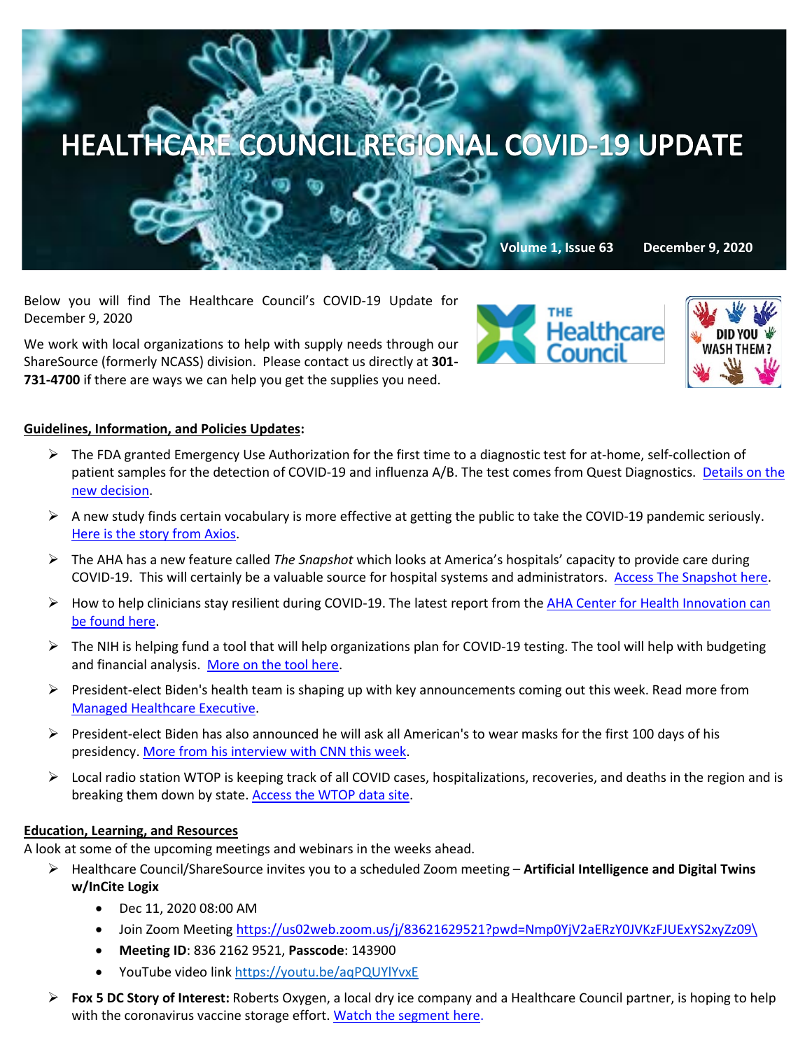# HEALTHCARE COUNCIL REGIONAL COVID-19 UPDATE

**Volume 1, Issue 63 December 9, 2020**

Below you will find The Healthcare Council's COVID-19 Update for December 9, 2020

We work with local organizations to help with supply needs through our ShareSource (formerly NCASS) division. Please contact us directly at **301-731-4700** if there are ways we can help you get the supplies you need.

**Guidelines, Information, and Policies Updates:**

- The FDA granted Emergency Use Authorization for the first time to a diagnostic test for at-home, self-collection of patient samples for the detection of COVID-19 and influenza A/B. The test comes from Quest Diagnostics. Details on the new decision.
- A new study finds certain vocabulary is more effective at getting the public to take the COVID-19 pandemic seriously. Here is the story from Axios.
- The AHA has a new feature called *The Snapshot* which looks at America's hospitals' capacity to provide care during COVID-19. This will certainly be a valuable source for hospital systems and administrators. Access The Snapshot here.
- How to help clinicians stay resilient during COVID-19. The latest report from the AHA Center for Health Innovation can be found here.
- The NIH is helping fund a tool that will help organizations plan for COVID-19 testing. The tool will help with budgeting and financial analysis. More on the tool here.
- President-elect Biden's health team is shaping up with key announcements coming out this week. Read more from Managed Healthcare Executive.
- President-elect Biden has also announced he will ask all American's to wear masks for the first 100 days of his presidency. More from his interview with CNN this week.
- Local radio station WTOP is keeping track of all COVID cases, hospitalizations, recoveries, and deaths in the region and is breaking them down by state. Access the WTOP data site.

**Education, Learning, and Resources**

A look at some of the upcoming meetings and webinars in the weeks ahead.

- Healthcare Council/ShareSource invites you to a scheduled Zoom meeting – **Artificial Intelligence and Digital Twins w/InCite Logix**
  - Dec 11, 2020 08:00 AM
  - Join Zoom Meeting https://us02web.zoom.us/j/83621629521?pwd=Nmp0YjV2aERzY0JVKzFJUExYS2xyZz09\
  - **Meeting ID**: 836 2162 9521, **Passcode**: 143900
  - YouTube video link https://youtu.be/aqPQUYlYvxE
- **Fox 5 DC Story of Interest:** Roberts Oxygen, a local dry ice company and a Healthcare Council partner, is hoping to help with the coronavirus vaccine storage effort. Watch the segment here.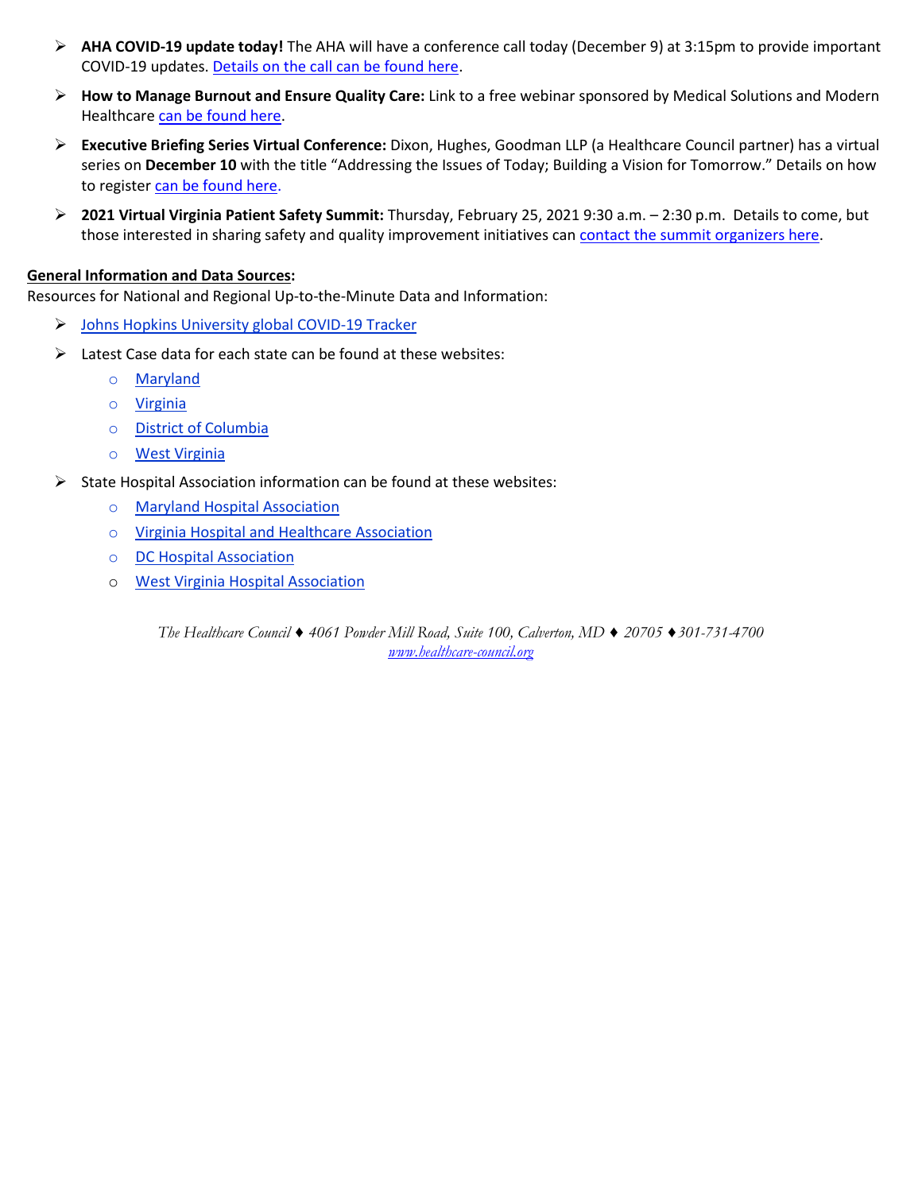- **AHA COVID-19 update today!** The AHA will have a conference call today (December 9) at 3:15pm to provide important COVID-19 updates. Details on the call can be found here.
- **How to Manage Burnout and Ensure Quality Care:** Link to a free webinar sponsored by Medical Solutions and Modern Healthcare can be found here.
- **Executive Briefing Series Virtual Conference:** Dixon, Hughes, Goodman LLP (a Healthcare Council partner) has a virtual series on **December 10** with the title "Addressing the Issues of Today; Building a Vision for Tomorrow." Details on how to register can be found here.
- **2021 Virtual Virginia Patient Safety Summit:** Thursday, February 25, 2021 9:30 a.m. – 2:30 p.m. Details to come, but those interested in sharing safety and quality improvement initiatives can contact the summit organizers here.

**General Information and Data Sources:**

Resources for National and Regional Up-to-the-Minute Data and Information:

- Johns Hopkins University global COVID-19 Tracker
- Latest Case data for each state can be found at these websites:
  - Maryland
  - Virginia
  - District of Columbia
  - West Virginia
- State Hospital Association information can be found at these websites:
  - Maryland Hospital Association
  - Virginia Hospital and Healthcare Association
  - DC Hospital Association
  - West Virginia Hospital Association

*The Healthcare Council ♦ 4061 Powder Mill Road, Suite 100, Calverton, MD ♦ 20705 ♦301-731-4700*
*www.healthcare-council.org*